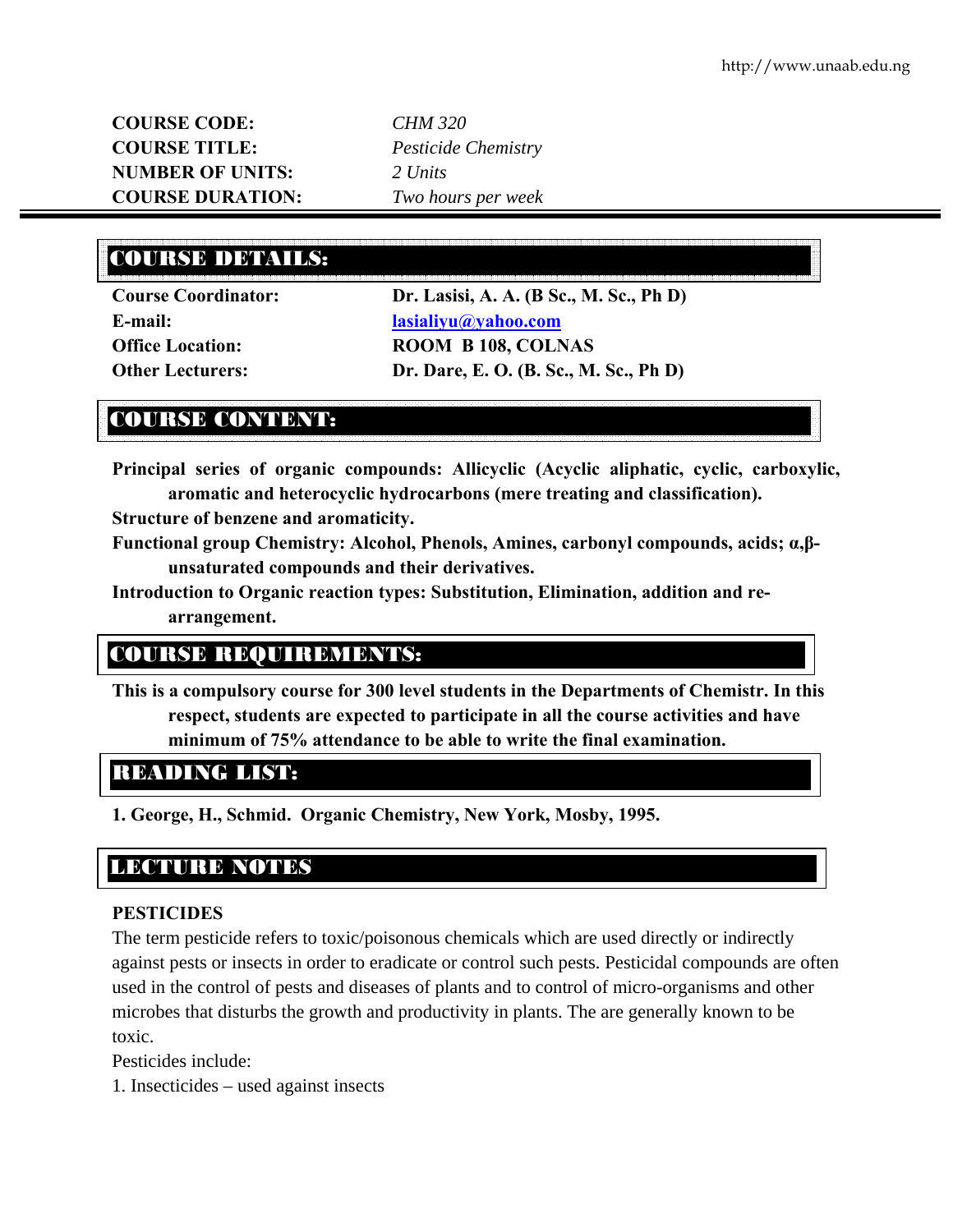| | |
|---|---|
| **COURSE CODE:** | *CHM 320* |
| **COURSE TITLE:** | *Pesticide Chemistry* |
| **NUMBER OF UNITS:** | *2 Units* |
| **COURSE DURATION:** | *Two hours per week* |

## COURSE DETAILS:

| | |
|---|---|
| **Course Coordinator:** | **Dr. Lasisi, A. A. (B Sc., M. Sc., Ph D)** |
| **E-mail:** | **lasialiyu@yahoo.com** |
| **Office Location:** | **ROOM B 108, COLNAS** |
| **Other Lecturers:** | **Dr. Dare, E. O. (B. Sc., M. Sc., Ph D)** |

## COURSE CONTENT:

**Principal series of organic compounds: Allicyclic (Acyclic aliphatic, cyclic, carboxylic, aromatic and heterocyclic hydrocarbons (mere treating and classification).**

**Structure of benzene and aromaticity.**

**Functional group Chemistry: Alcohol, Phenols, Amines, carbonyl compounds, acids; α,β-unsaturated compounds and their derivatives.**

**Introduction to Organic reaction types: Substitution, Elimination, addition and re-arrangement.**

## COURSE REQUIREMENTS:

**This is a compulsory course for 300 level students in the Departments of Chemistr. In this respect, students are expected to participate in all the course activities and have minimum of 75% attendance to be able to write the final examination.**

## READING LIST:

**1. George, H., Schmid. Organic Chemistry, New York, Mosby, 1995.**

## LECTURE NOTES

### PESTICIDES

The term pesticide refers to toxic/poisonous chemicals which are used directly or indirectly against pests or insects in order to eradicate or control such pests. Pesticidal compounds are often used in the control of pests and diseases of plants and to control of micro-organisms and other microbes that disturbs the growth and productivity in plants. The are generally known to be toxic.

Pesticides include:

1. Insecticides – used against insects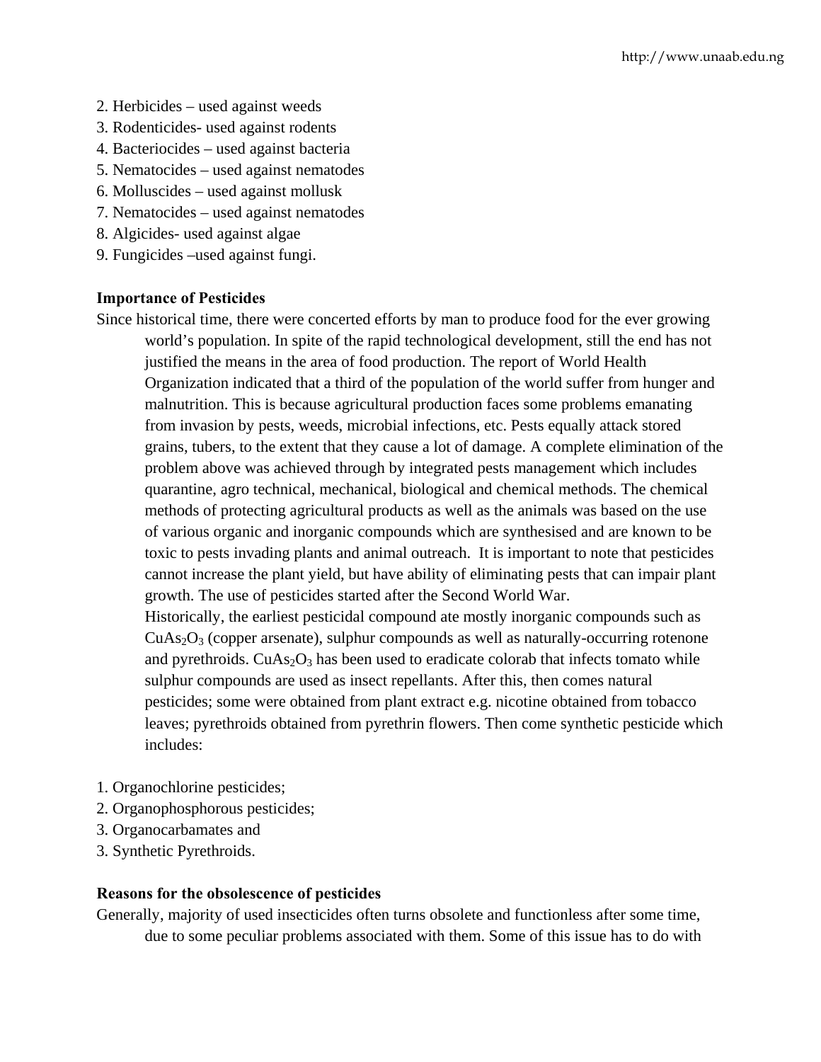2. Herbicides – used against weeds
3. Rodenticides- used against rodents
4. Bacteriocides – used against bacteria
5. Nematocides – used against nematodes
6. Molluscides – used against mollusk
7. Nematocides – used against nematodes
8. Algicides- used against algae
9. Fungicides –used against fungi.

**Importance of Pesticides**

Since historical time, there were concerted efforts by man to produce food for the ever growing world's population. In spite of the rapid technological development, still the end has not justified the means in the area of food production. The report of World Health Organization indicated that a third of the population of the world suffer from hunger and malnutrition. This is because agricultural production faces some problems emanating from invasion by pests, weeds, microbial infections, etc. Pests equally attack stored grains, tubers, to the extent that they cause a lot of damage. A complete elimination of the problem above was achieved through by integrated pests management which includes quarantine, agro technical, mechanical, biological and chemical methods. The chemical methods of protecting agricultural products as well as the animals was based on the use of various organic and inorganic compounds which are synthesised and are known to be toxic to pests invading plants and animal outreach. It is important to note that pesticides cannot increase the plant yield, but have ability of eliminating pests that can impair plant growth. The use of pesticides started after the Second World War.

Historically, the earliest pesticidal compound ate mostly inorganic compounds such as $CuAs_2O_3$ (copper arsenate), sulphur compounds as well as naturally-occurring rotenone and pyrethroids. $CuAs_2O_3$ has been used to eradicate colorab that infects tomato while sulphur compounds are used as insect repellants. After this, then comes natural pesticides; some were obtained from plant extract e.g. nicotine obtained from tobacco leaves; pyrethroids obtained from pyrethrin flowers. Then come synthetic pesticide which includes:

1. Organochlorine pesticides;
2. Organophosphorous pesticides;
3. Organocarbamates and
3. Synthetic Pyrethroids.

**Reasons for the obsolescence of pesticides**

Generally, majority of used insecticides often turns obsolete and functionless after some time, due to some peculiar problems associated with them. Some of this issue has to do with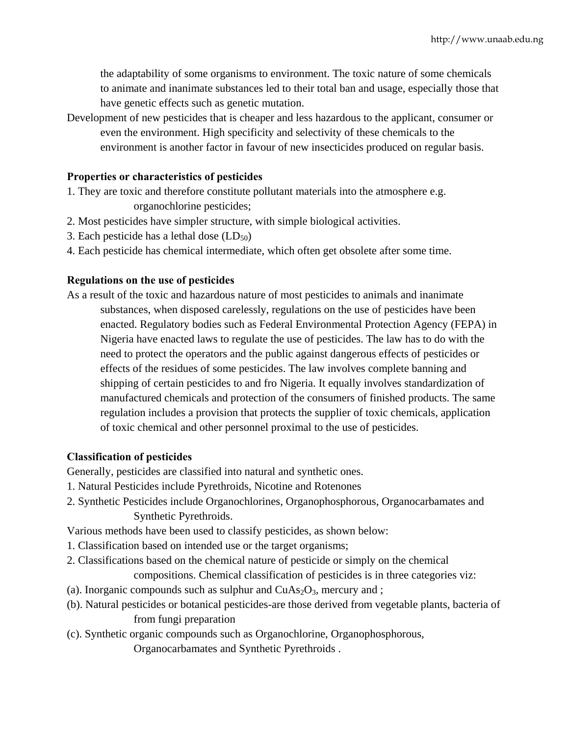the adaptability of some organisms to environment. The toxic nature of some chemicals to animate and inanimate substances led to their total ban and usage, especially those that have genetic effects such as genetic mutation.

Development of new pesticides that is cheaper and less hazardous to the applicant, consumer or even the environment. High specificity and selectivity of these chemicals to the environment is another factor in favour of new insecticides produced on regular basis.

**Properties or characteristics of pesticides**

1. They are toxic and therefore constitute pollutant materials into the atmosphere e.g. organochlorine pesticides;
2. Most pesticides have simpler structure, with simple biological activities.
3. Each pesticide has a lethal dose ($LD_{50}$)
4. Each pesticide has chemical intermediate, which often get obsolete after some time.

**Regulations on the use of pesticides**

As a result of the toxic and hazardous nature of most pesticides to animals and inanimate substances, when disposed carelessly, regulations on the use of pesticides have been enacted. Regulatory bodies such as Federal Environmental Protection Agency (FEPA) in Nigeria have enacted laws to regulate the use of pesticides. The law has to do with the need to protect the operators and the public against dangerous effects of pesticides or effects of the residues of some pesticides. The law involves complete banning and shipping of certain pesticides to and fro Nigeria. It equally involves standardization of manufactured chemicals and protection of the consumers of finished products. The same regulation includes a provision that protects the supplier of toxic chemicals, application of toxic chemical and other personnel proximal to the use of pesticides.

**Classification of pesticides**

Generally, pesticides are classified into natural and synthetic ones.

1. Natural Pesticides include Pyrethroids, Nicotine and Rotenones
2. Synthetic Pesticides include Organochlorines, Organophosphorous, Organocarbamates and Synthetic Pyrethroids.

Various methods have been used to classify pesticides, as shown below:

1. Classification based on intended use or the target organisms;
2. Classifications based on the chemical nature of pesticide or simply on the chemical compositions. Chemical classification of pesticides is in three categories viz:

(a). Inorganic compounds such as sulphur and $CuAs_2O_3$, mercury and ;

(b). Natural pesticides or botanical pesticides-are those derived from vegetable plants, bacteria of from fungi preparation

(c). Synthetic organic compounds such as Organochlorine, Organophosphorous, Organocarbamates and Synthetic Pyrethroids .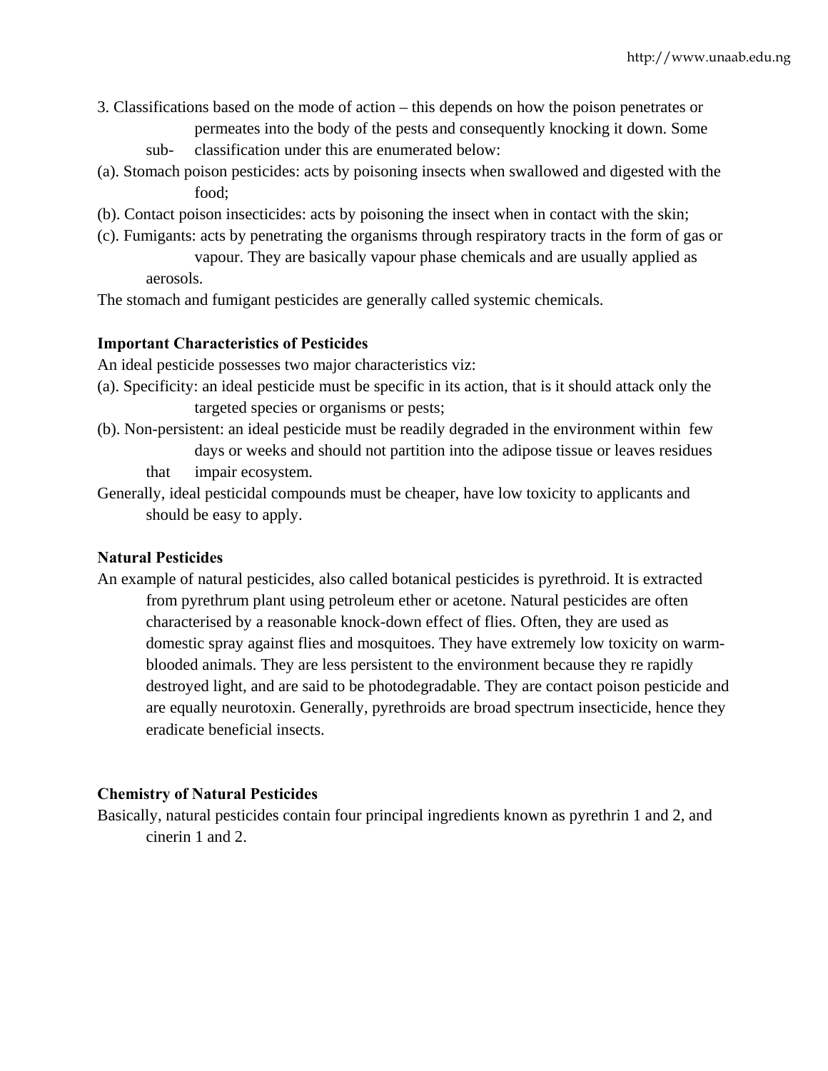3. Classifications based on the mode of action – this depends on how the poison penetrates or permeates into the body of the pests and consequently knocking it down. Some sub-classification under this are enumerated below:

(a). Stomach poison pesticides: acts by poisoning insects when swallowed and digested with the food;

(b). Contact poison insecticides: acts by poisoning the insect when in contact with the skin;

(c). Fumigants: acts by penetrating the organisms through respiratory tracts in the form of gas or vapour. They are basically vapour phase chemicals and are usually applied as aerosols.

The stomach and fumigant pesticides are generally called systemic chemicals.

**Important Characteristics of Pesticides**

An ideal pesticide possesses two major characteristics viz:

(a). Specificity: an ideal pesticide must be specific in its action, that is it should attack only the targeted species or organisms or pests;

(b). Non-persistent: an ideal pesticide must be readily degraded in the environment within few days or weeks and should not partition into the adipose tissue or leaves residues that impair ecosystem.

Generally, ideal pesticidal compounds must be cheaper, have low toxicity to applicants and should be easy to apply.

**Natural Pesticides**

An example of natural pesticides, also called botanical pesticides is pyrethroid. It is extracted from pyrethrum plant using petroleum ether or acetone. Natural pesticides are often characterised by a reasonable knock-down effect of flies. Often, they are used as domestic spray against flies and mosquitoes. They have extremely low toxicity on warm-blooded animals. They are less persistent to the environment because they re rapidly destroyed light, and are said to be photodegradable. They are contact poison pesticide and are equally neurotoxin. Generally, pyrethroids are broad spectrum insecticide, hence they eradicate beneficial insects.

**Chemistry of Natural Pesticides**

Basically, natural pesticides contain four principal ingredients known as pyrethrin 1 and 2, and cinerin 1 and 2.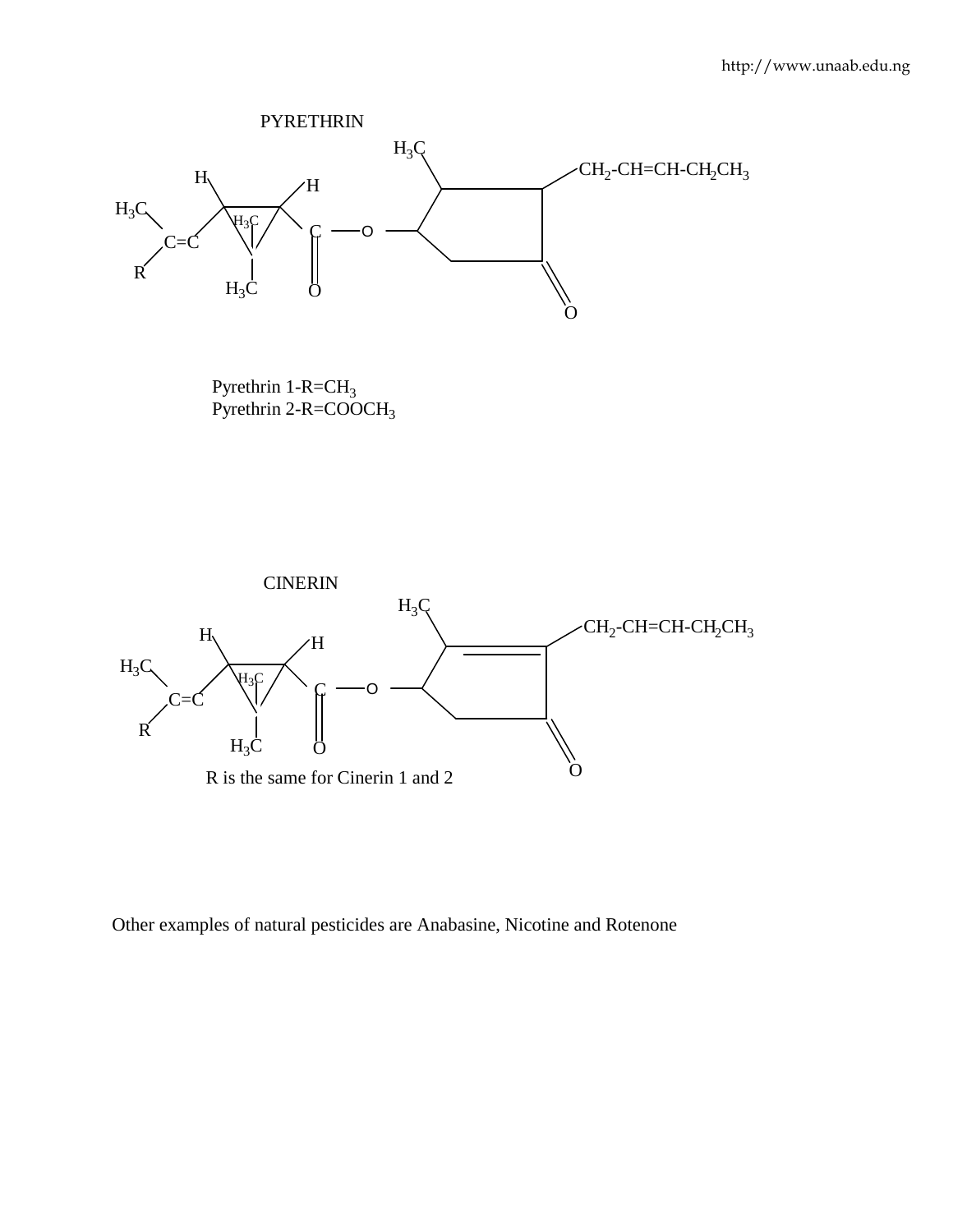PYRETHRIN

Pyrethrin 1-R=$CH_3$
Pyrethrin 2-R=$COOCH_3$

CINERIN

R is the same for Cinerin 1 and 2

Other examples of natural pesticides are Anabasine, Nicotine and Rotenone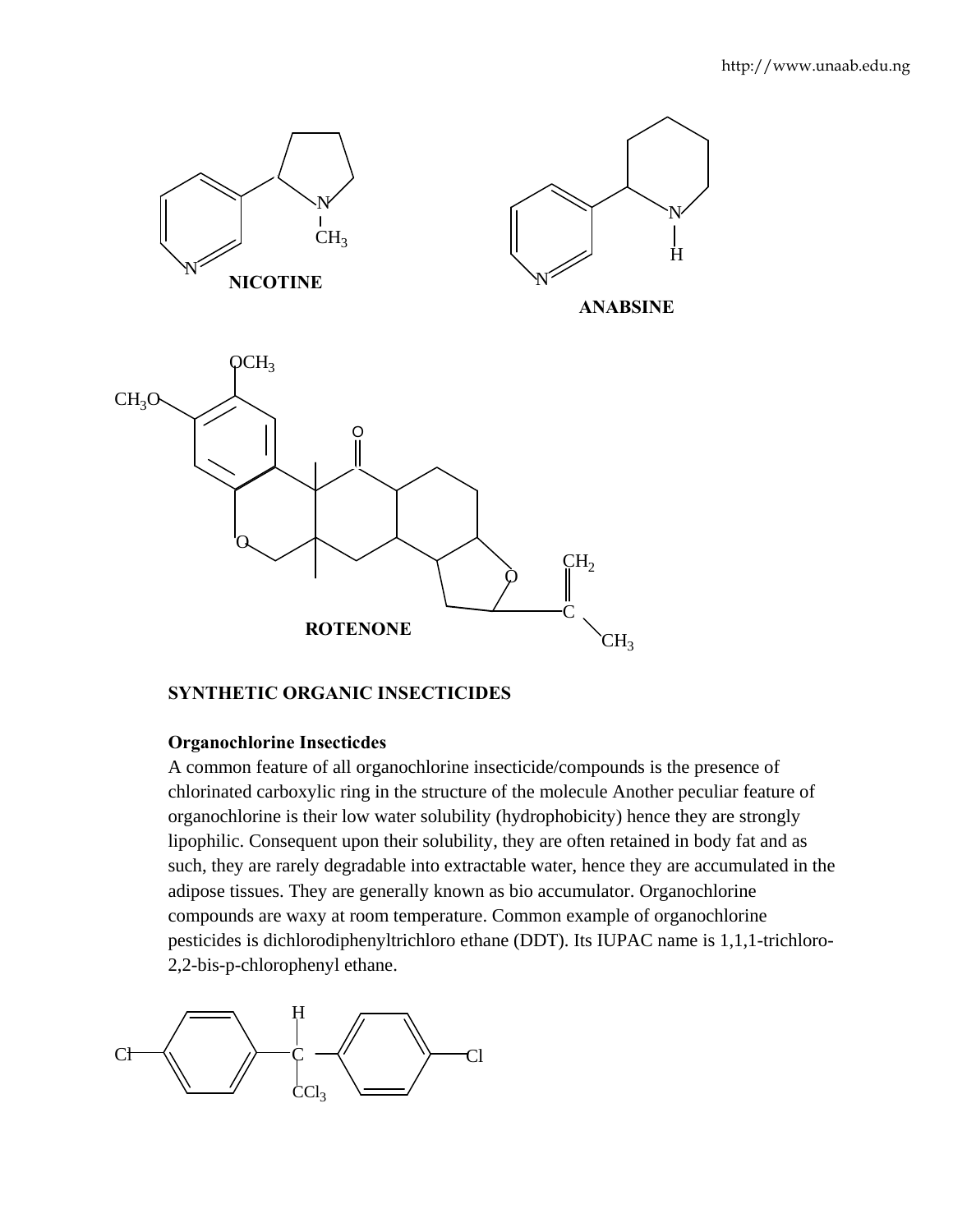**NICOTINE**

**ANABSINE**

**ROTENONE**

**SYNTHETIC ORGANIC INSECTICIDES**

**Organochlorine Insecticdes**

A common feature of all organochlorine insecticide/compounds is the presence of chlorinated carboxylic ring in the structure of the molecule Another peculiar feature of organochlorine is their low water solubility (hydrophobicity) hence they are strongly lipophilic. Consequent upon their solubility, they are often retained in body fat and as such, they are rarely degradable into extractable water, hence they are accumulated in the adipose tissues. They are generally known as bio accumulator. Organochlorine compounds are waxy at room temperature. Common example of organochlorine pesticides is dichlorodiphenyltrichloro ethane (DDT). Its IUPAC name is 1,1,1-trichloro-2,2-bis-p-chlorophenyl ethane.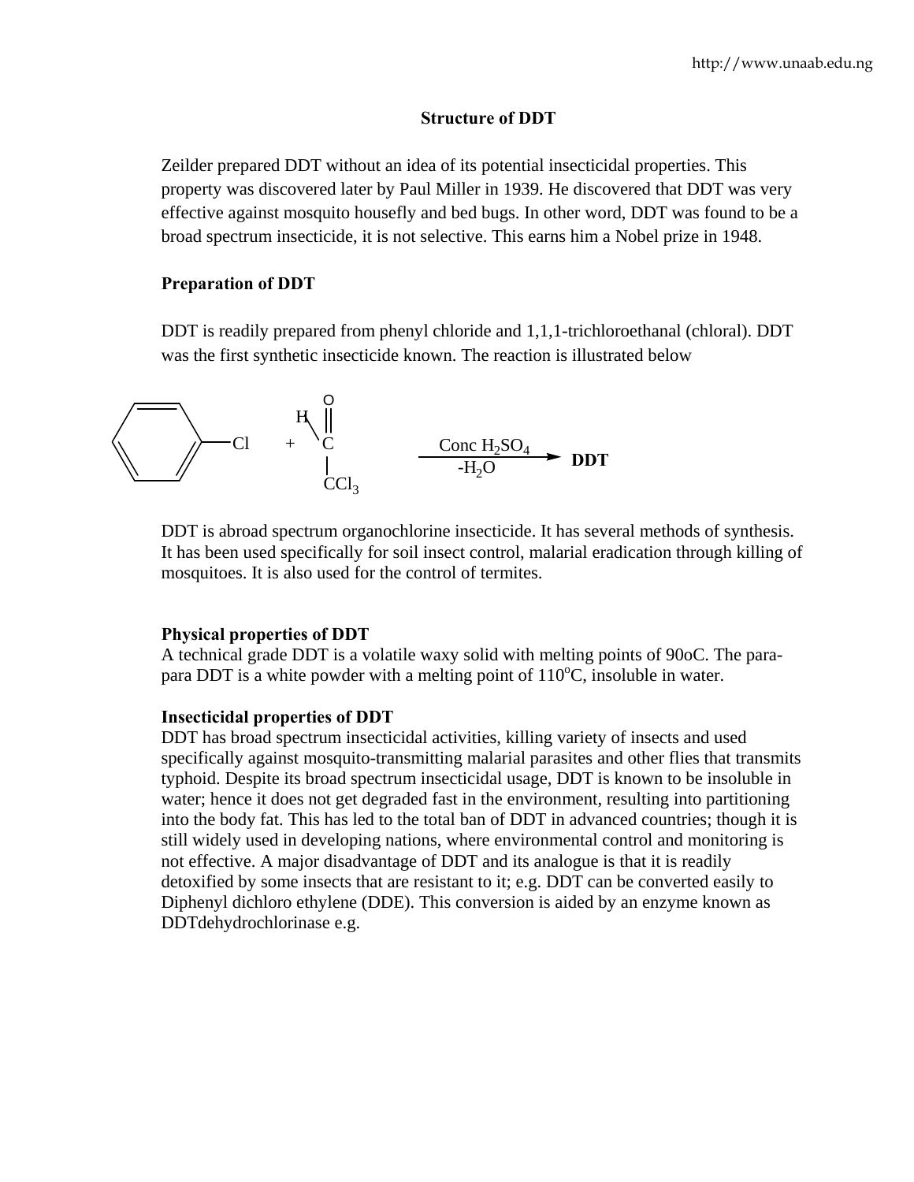## Structure of DDT

Zeilder prepared DDT without an idea of its potential insecticidal properties. This property was discovered later by Paul Miller in 1939. He discovered that DDT was very effective against mosquito housefly and bed bugs. In other word, DDT was found to be a broad spectrum insecticide, it is not selective. This earns him a Nobel prize in 1948.

### Preparation of DDT

DDT is readily prepared from phenyl chloride and 1,1,1-trichloroethanal (chloral). DDT was the first synthetic insecticide known. The reaction is illustrated below

$$C_6H_5Cl + HC(=O)CCl_3 \xrightarrow[-H_2O]{\text{Conc } H_2SO_4} \textbf{DDT}$$

DDT is abroad spectrum organochlorine insecticide. It has several methods of synthesis. It has been used specifically for soil insect control, malarial eradication through killing of mosquitoes. It is also used for the control of termites.

### Physical properties of DDT

A technical grade DDT is a volatile waxy solid with melting points of 90oC. The para-para DDT is a white powder with a melting point of $110^{o}C$, insoluble in water.

### Insecticidal properties of DDT

DDT has broad spectrum insecticidal activities, killing variety of insects and used specifically against mosquito-transmitting malarial parasites and other flies that transmits typhoid. Despite its broad spectrum insecticidal usage, DDT is known to be insoluble in water; hence it does not get degraded fast in the environment, resulting into partitioning into the body fat. This has led to the total ban of DDT in advanced countries; though it is still widely used in developing nations, where environmental control and monitoring is not effective. A major disadvantage of DDT and its analogue is that it is readily detoxified by some insects that are resistant to it; e.g. DDT can be converted easily to Diphenyl dichloro ethylene (DDE). This conversion is aided by an enzyme known as DDTdehydrochlorinase e.g.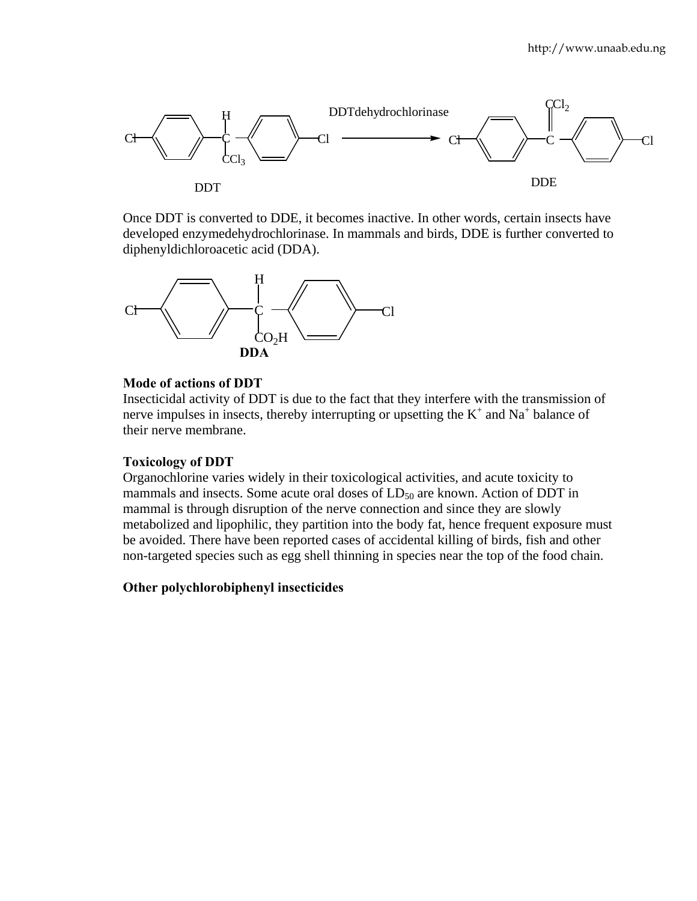Once DDT is converted to DDE, it becomes inactive. In other words, certain insects have developed enzymedehydrochlorinase. In mammals and birds, DDE is further converted to diphenyldichloroacetic acid (DDA).

**Mode of actions of DDT**

Insecticidal activity of DDT is due to the fact that they interfere with the transmission of nerve impulses in insects, thereby interrupting or upsetting the $K^+$ and $Na^+$ balance of their nerve membrane.

**Toxicology of DDT**

Organochlorine varies widely in their toxicological activities, and acute toxicity to mammals and insects. Some acute oral doses of $LD_{50}$ are known. Action of DDT in mammal is through disruption of the nerve connection and since they are slowly metabolized and lipophilic, they partition into the body fat, hence frequent exposure must be avoided. There have been reported cases of accidental killing of birds, fish and other non-targeted species such as egg shell thinning in species near the top of the food chain.

**Other polychlorobiphenyl insecticides**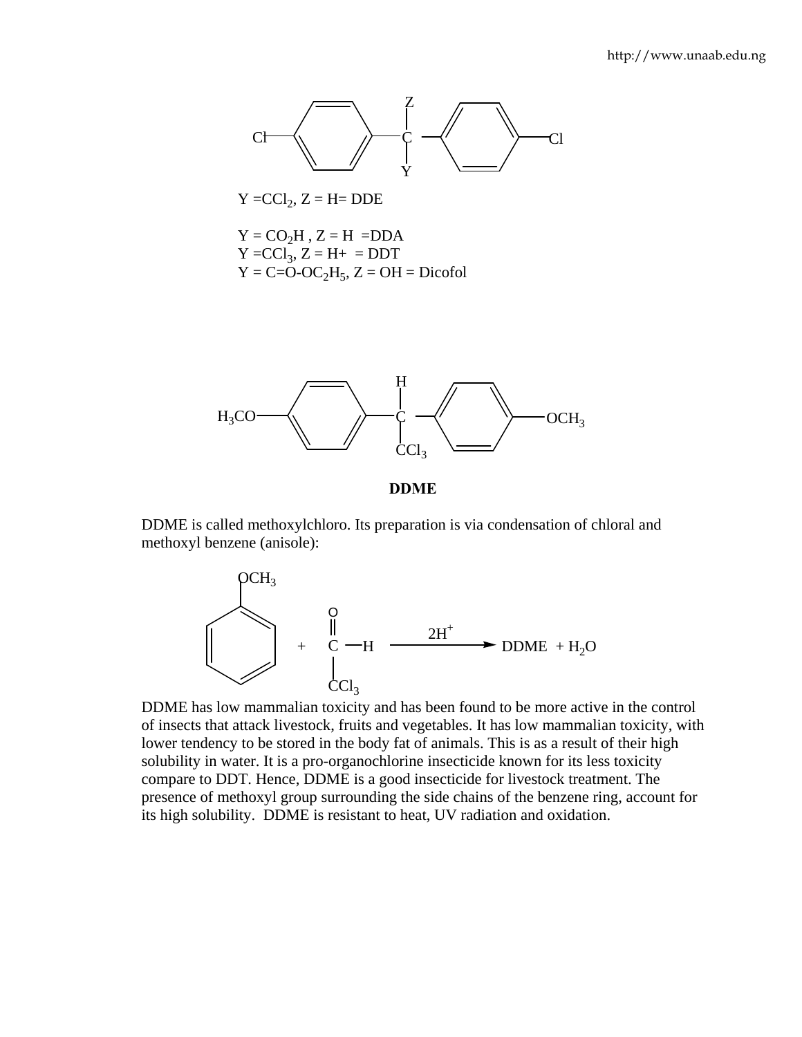Y $=CCl_2$, Z = H= DDE

Y = $CO_2H$ , Z = H =DDA
Y $=CCl_3$, Z = H+ = DDT
Y = C=O-$OC_2H_5$, Z = OH = Dicofol

**DDME**

DDME is called methoxylchloro. Its preparation is via condensation of chloral and methoxyl benzene (anisole):

$$\text{C}_6\text{H}_5\text{OCH}_3 + \text{CCl}_3\text{CHO} \xrightarrow{2H^+} \text{DDME} + H_2O$$

DDME has low mammalian toxicity and has been found to be more active in the control of insects that attack livestock, fruits and vegetables. It has low mammalian toxicity, with lower tendency to be stored in the body fat of animals. This is as a result of their high solubility in water. It is a pro-organochlorine insecticide known for its less toxicity compare to DDT. Hence, DDME is a good insecticide for livestock treatment. The presence of methoxyl group surrounding the side chains of the benzene ring, account for its high solubility. DDME is resistant to heat, UV radiation and oxidation.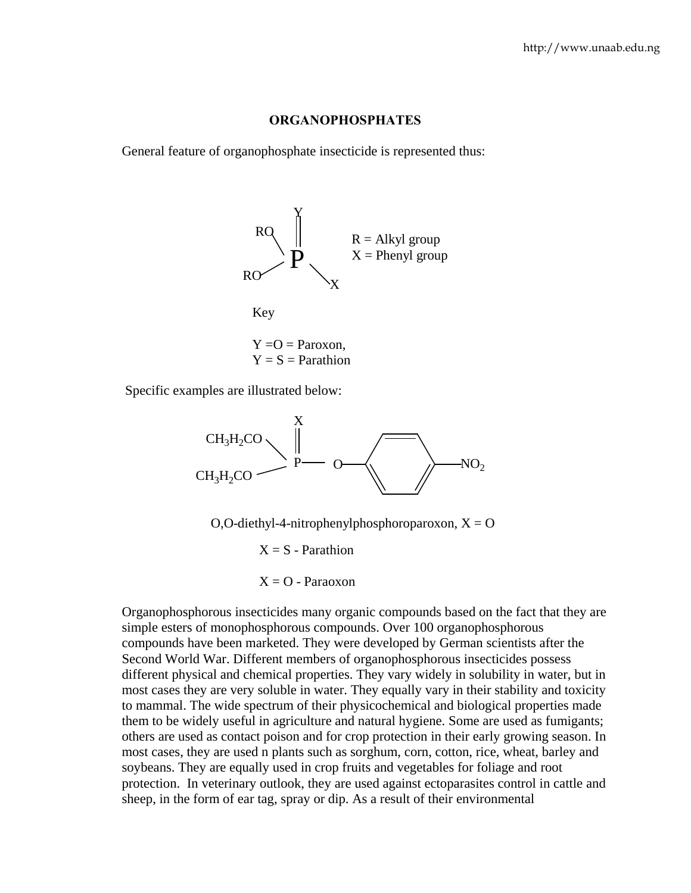### ORGANOPHOSPHATES

General feature of organophosphate insecticide is represented thus:

RO, RO, P, Y (double bond), X

R = Alkyl group
X = Phenyl group

Key

Y =O = Paroxon,
Y = S = Parathion

Specific examples are illustrated below:

$CH_3H_2CO$, $CH_3H_2CO$, P, X (double bond), O, $NO_2$

O,O-diethyl-4-nitrophenylphosphoroparoxon, X = O

X = S - Parathion

X = O - Paraoxon

Organophosphorous insecticides many organic compounds based on the fact that they are simple esters of monophosphorous compounds. Over 100 organophosphorous compounds have been marketed. They were developed by German scientists after the Second World War. Different members of organophosphorous insecticides possess different physical and chemical properties. They vary widely in solubility in water, but in most cases they are very soluble in water. They equally vary in their stability and toxicity to mammal. The wide spectrum of their physicochemical and biological properties made them to be widely useful in agriculture and natural hygiene. Some are used as fumigants; others are used as contact poison and for crop protection in their early growing season. In most cases, they are used n plants such as sorghum, corn, cotton, rice, wheat, barley and soybeans. They are equally used in crop fruits and vegetables for foliage and root protection. In veterinary outlook, they are used against ectoparasites control in cattle and sheep, in the form of ear tag, spray or dip. As a result of their environmental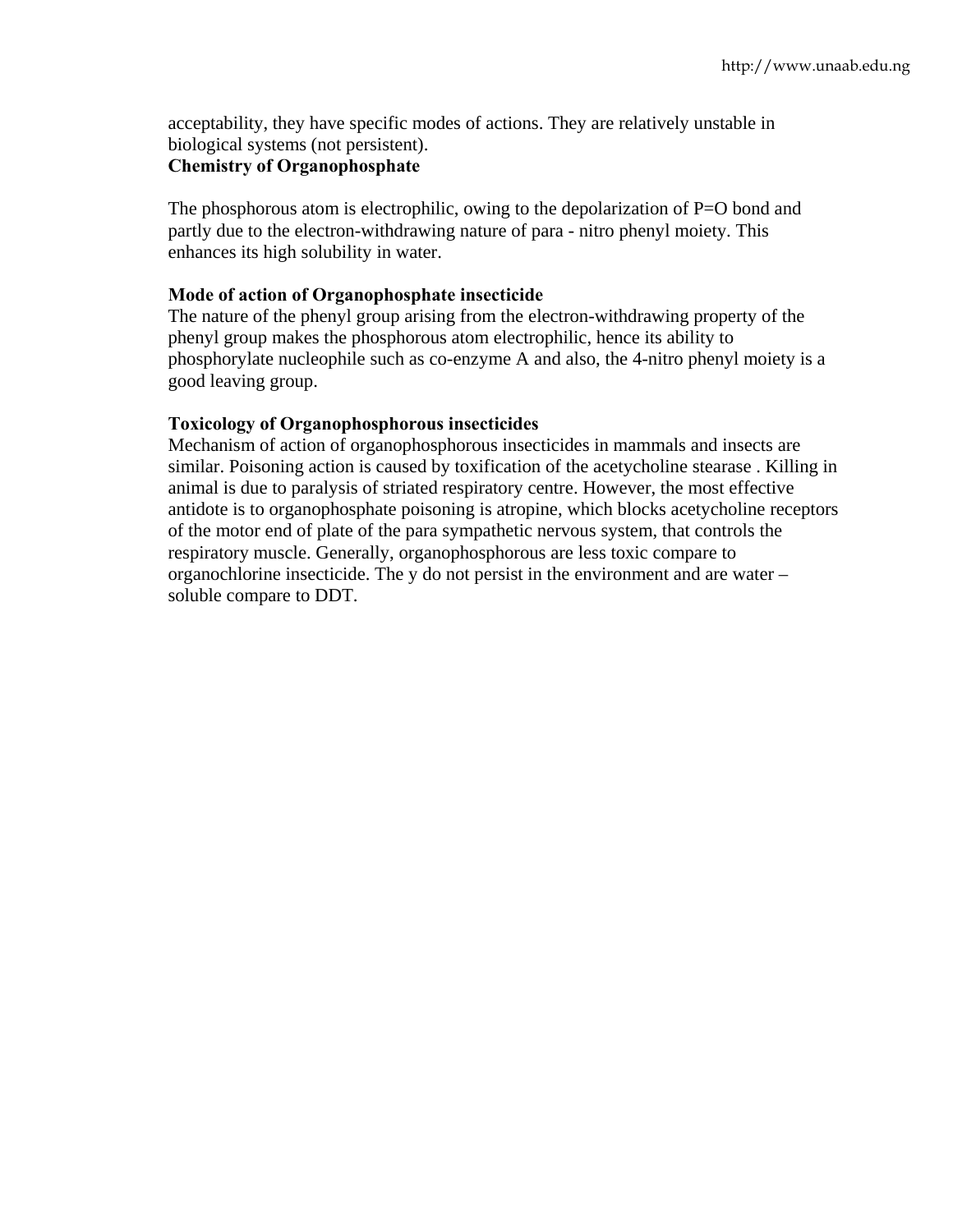acceptability, they have specific modes of actions. They are relatively unstable in biological systems (not persistent).

**Chemistry of Organophosphate**

The phosphorous atom is electrophilic, owing to the depolarization of P=O bond and partly due to the electron-withdrawing nature of para - nitro phenyl moiety. This enhances its high solubility in water.

**Mode of action of Organophosphate insecticide**

The nature of the phenyl group arising from the electron-withdrawing property of the phenyl group makes the phosphorous atom electrophilic, hence its ability to phosphorylate nucleophile such as co-enzyme A and also, the 4-nitro phenyl moiety is a good leaving group.

**Toxicology of Organophosphorous insecticides**

Mechanism of action of organophosphorous insecticides in mammals and insects are similar. Poisoning action is caused by toxification of the acetycholine stearase . Killing in animal is due to paralysis of striated respiratory centre. However, the most effective antidote is to organophosphate poisoning is atropine, which blocks acetycholine receptors of the motor end of plate of the para sympathetic nervous system, that controls the respiratory muscle. Generally, organophosphorous are less toxic compare to organochlorine insecticide. The y do not persist in the environment and are water – soluble compare to DDT.